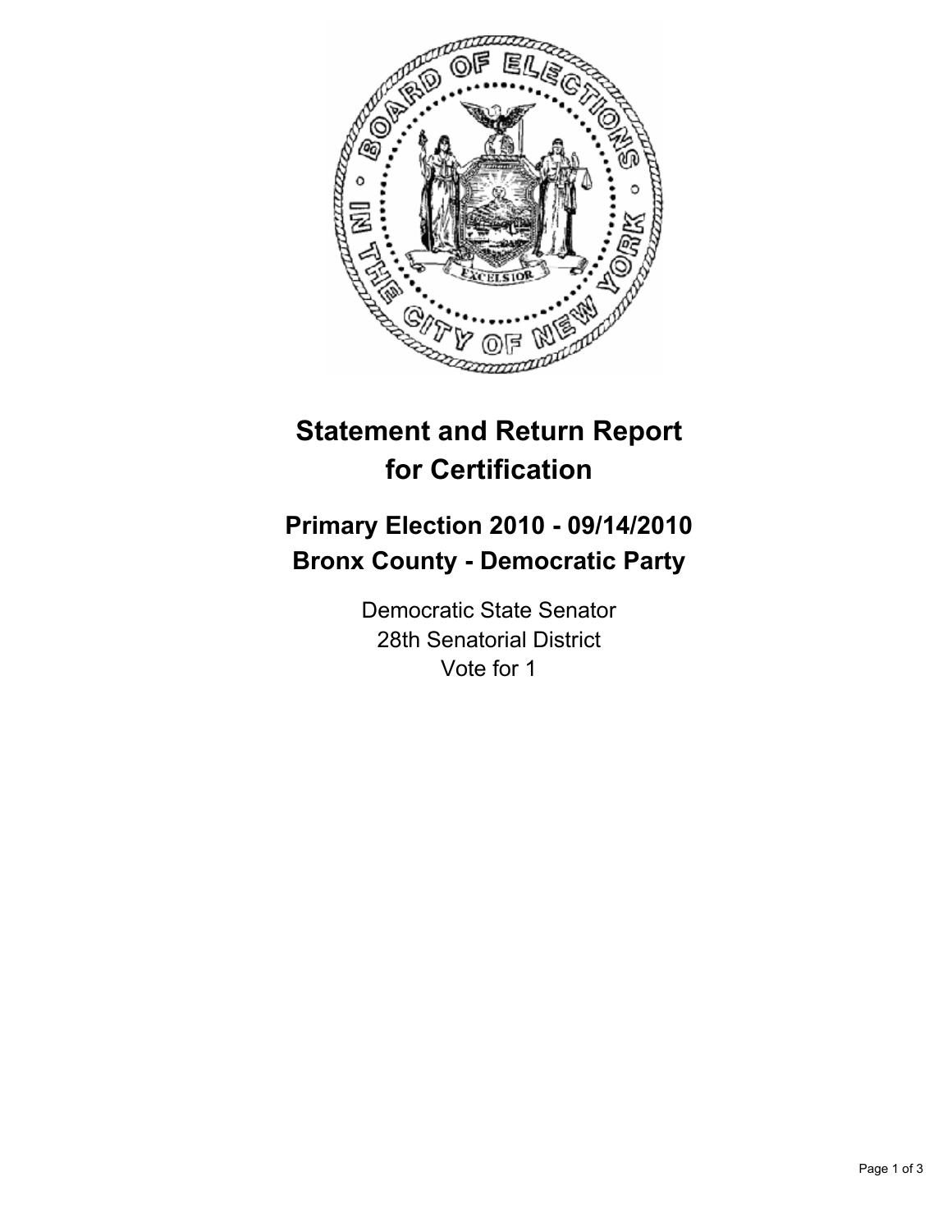# Statement and Return Report for Certification

## Primary Election 2010 - 09/14/2010
## Bronx County - Democratic Party

Democratic State Senator
28th Senatorial District
Vote for 1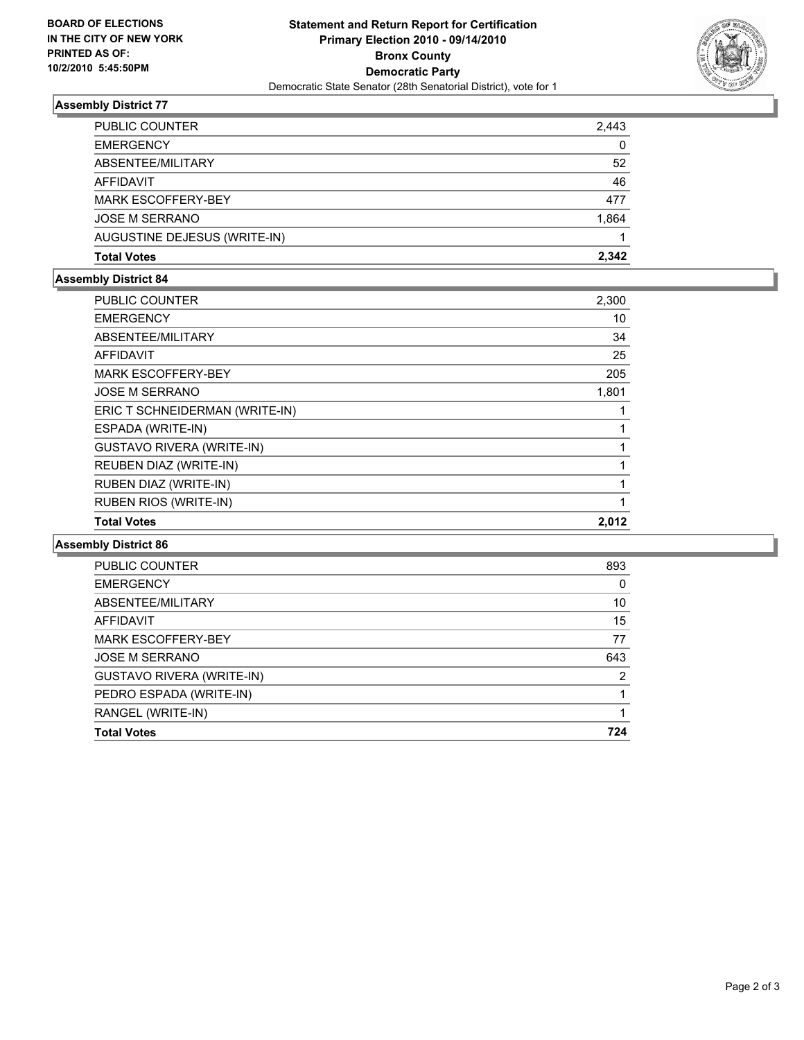**BOARD OF ELECTIONS IN THE CITY OF NEW YORK PRINTED AS OF: 10/2/2010 5:45:50PM**

**Statement and Return Report for Certification**
**Primary Election 2010 - 09/14/2010**
**Bronx County**
**Democratic Party**
Democratic State Senator (28th Senatorial District), vote for 1

### Assembly District 77

| | |
|---|---|
| PUBLIC COUNTER | 2,443 |
| EMERGENCY | 0 |
| ABSENTEE/MILITARY | 52 |
| AFFIDAVIT | 46 |
| MARK ESCOFFERY-BEY | 477 |
| JOSE M SERRANO | 1,864 |
| AUGUSTINE DEJESUS (WRITE-IN) | 1 |
| **Total Votes** | **2,342** |

### Assembly District 84

| | |
|---|---|
| PUBLIC COUNTER | 2,300 |
| EMERGENCY | 10 |
| ABSENTEE/MILITARY | 34 |
| AFFIDAVIT | 25 |
| MARK ESCOFFERY-BEY | 205 |
| JOSE M SERRANO | 1,801 |
| ERIC T SCHNEIDERMAN (WRITE-IN) | 1 |
| ESPADA (WRITE-IN) | 1 |
| GUSTAVO RIVERA (WRITE-IN) | 1 |
| REUBEN DIAZ (WRITE-IN) | 1 |
| RUBEN DIAZ (WRITE-IN) | 1 |
| RUBEN RIOS (WRITE-IN) | 1 |
| **Total Votes** | **2,012** |

### Assembly District 86

| | |
|---|---|
| PUBLIC COUNTER | 893 |
| EMERGENCY | 0 |
| ABSENTEE/MILITARY | 10 |
| AFFIDAVIT | 15 |
| MARK ESCOFFERY-BEY | 77 |
| JOSE M SERRANO | 643 |
| GUSTAVO RIVERA (WRITE-IN) | 2 |
| PEDRO ESPADA (WRITE-IN) | 1 |
| RANGEL (WRITE-IN) | 1 |
| **Total Votes** | **724** |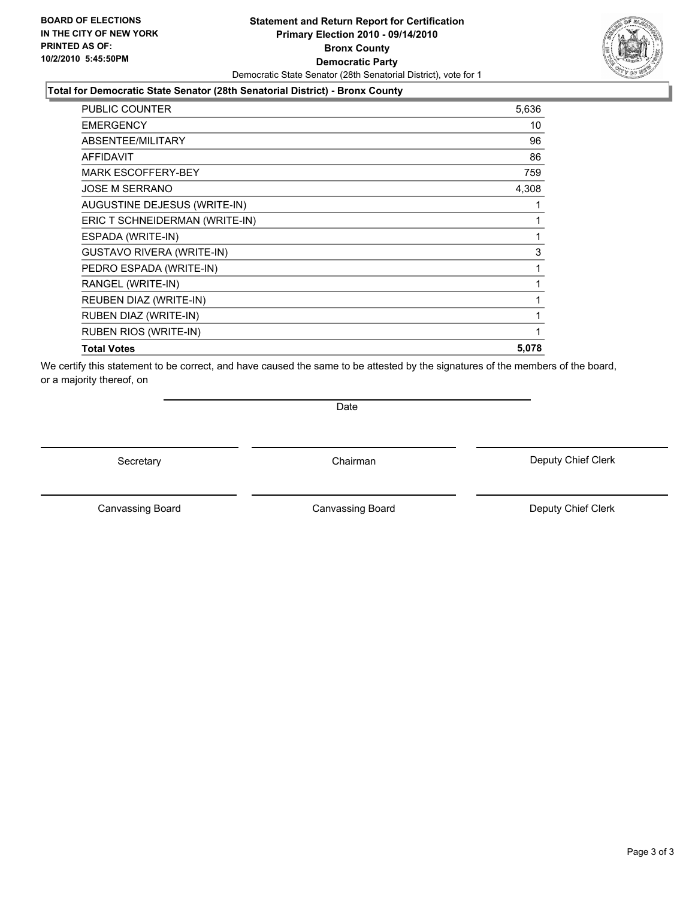**BOARD OF ELECTIONS IN THE CITY OF NEW YORK PRINTED AS OF: 10/2/2010 5:45:50PM**

**Statement and Return Report for Certification**
**Primary Election 2010 - 09/14/2010**
**Bronx County**
**Democratic Party**
Democratic State Senator (28th Senatorial District), vote for 1

**Total for Democratic State Senator (28th Senatorial District) - Bronx County**

| | |
|---|---|
| PUBLIC COUNTER | 5,636 |
| EMERGENCY | 10 |
| ABSENTEE/MILITARY | 96 |
| AFFIDAVIT | 86 |
| MARK ESCOFFERY-BEY | 759 |
| JOSE M SERRANO | 4,308 |
| AUGUSTINE DEJESUS (WRITE-IN) | 1 |
| ERIC T SCHNEIDERMAN (WRITE-IN) | 1 |
| ESPADA (WRITE-IN) | 1 |
| GUSTAVO RIVERA (WRITE-IN) | 3 |
| PEDRO ESPADA (WRITE-IN) | 1 |
| RANGEL (WRITE-IN) | 1 |
| REUBEN DIAZ (WRITE-IN) | 1 |
| RUBEN DIAZ (WRITE-IN) | 1 |
| RUBEN RIOS (WRITE-IN) | 1 |
| **Total Votes** | **5,078** |

We certify this statement to be correct, and have caused the same to be attested by the signatures of the members of the board, or a majority thereof, on

Date

Secretary | Chairman | Deputy Chief Clerk

Canvassing Board | Canvassing Board | Deputy Chief Clerk